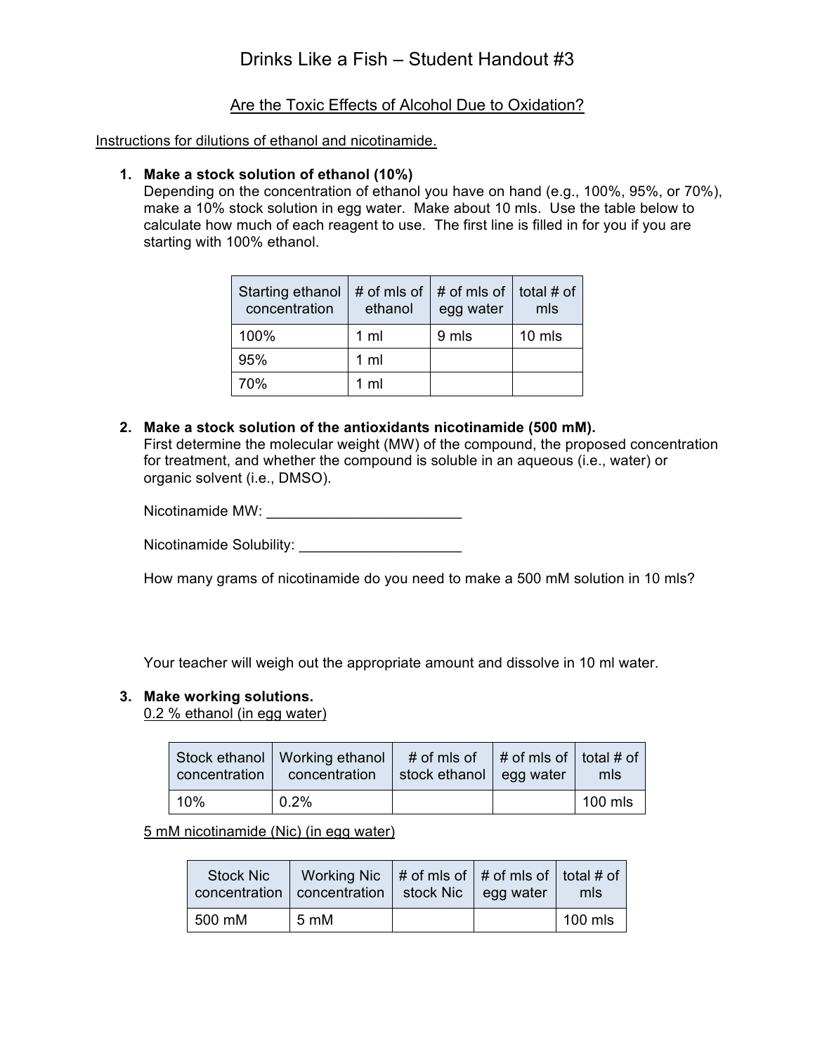# Drinks Like a Fish – Student Handout #3

## Are the Toxic Effects of Alcohol Due to Oxidation?

Instructions for dilutions of ethanol and nicotinamide.

1. **Make a stock solution of ethanol (10%)**
   Depending on the concentration of ethanol you have on hand (e.g., 100%, 95%, or 70%), make a 10% stock solution in egg water. Make about 10 mls. Use the table below to calculate how much of each reagent to use. The first line is filled in for you if you are starting with 100% ethanol.

| Starting ethanol concentration | # of mls of ethanol | # of mls of egg water | total # of mls |
|---|---|---|---|
| 100% | 1 ml | 9 mls | 10 mls |
| 95% | 1 ml | | |
| 70% | 1 ml | | |

2. **Make a stock solution of the antioxidants nicotinamide (500 mM).**
   First determine the molecular weight (MW) of the compound, the proposed concentration for treatment, and whether the compound is soluble in an aqueous (i.e., water) or organic solvent (i.e., DMSO).

   Nicotinamide MW: ________________________

   Nicotinamide Solubility: ____________________

   How many grams of nicotinamide do you need to make a 500 mM solution in 10 mls?

   Your teacher will weigh out the appropriate amount and dissolve in 10 ml water.

3. **Make working solutions.**
   0.2 % ethanol (in egg water)

| Stock ethanol concentration | Working ethanol concentration | # of mls of stock ethanol | # of mls of egg water | total # of mls |
|---|---|---|---|---|
| 10% | 0.2% | | | 100 mls |

   5 mM nicotinamide (Nic) (in egg water)

| Stock Nic concentration | Working Nic concentration | # of mls of stock Nic | # of mls of egg water | total # of mls |
|---|---|---|---|---|
| 500 mM | 5 mM | | | 100 mls |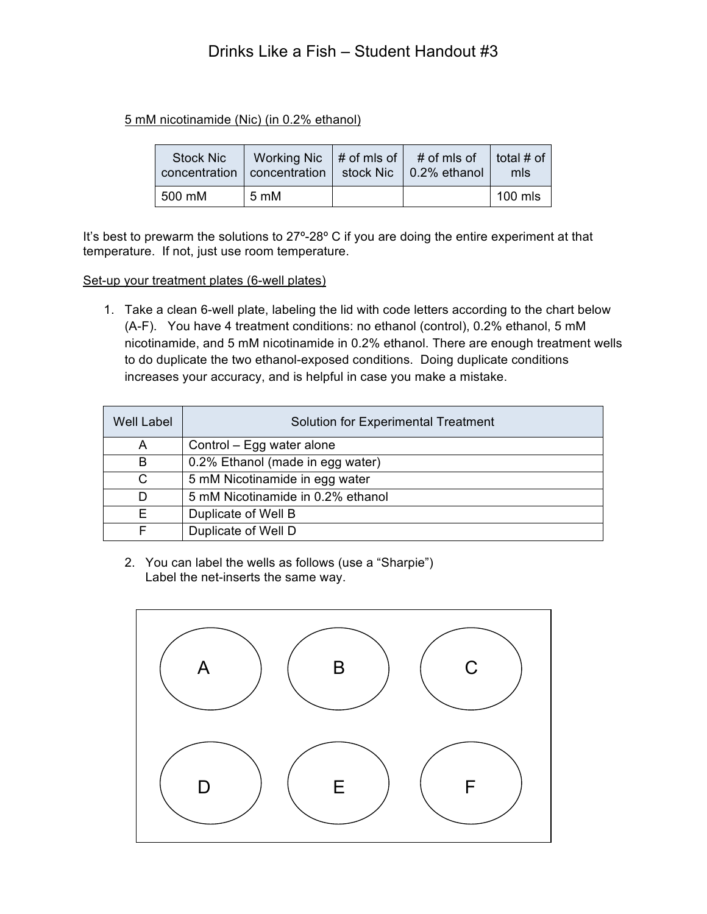# Drinks Like a Fish – Student Handout #3

5 mM nicotinamide (Nic) (in 0.2% ethanol)

| Stock Nic concentration | Working Nic concentration | # of mls of stock Nic | # of mls of 0.2% ethanol | total # of mls |
|---|---|---|---|---|
| 500 mM | 5 mM | | | 100 mls |

It's best to prewarm the solutions to 27º-28º C if you are doing the entire experiment at that temperature. If not, just use room temperature.

Set-up your treatment plates (6-well plates)

1. Take a clean 6-well plate, labeling the lid with code letters according to the chart below (A-F). You have 4 treatment conditions: no ethanol (control), 0.2% ethanol, 5 mM nicotinamide, and 5 mM nicotinamide in 0.2% ethanol. There are enough treatment wells to do duplicate the two ethanol-exposed conditions. Doing duplicate conditions increases your accuracy, and is helpful in case you make a mistake.

| Well Label | Solution for Experimental Treatment |
|---|---|
| A | Control – Egg water alone |
| B | 0.2% Ethanol (made in egg water) |
| C | 5 mM Nicotinamide in egg water |
| D | 5 mM Nicotinamide in 0.2% ethanol |
| E | Duplicate of Well B |
| F | Duplicate of Well D |

2. You can label the wells as follows (use a "Sharpie")
   Label the net-inserts the same way.

| A | B | C |
|---|---|---|
| D | E | F |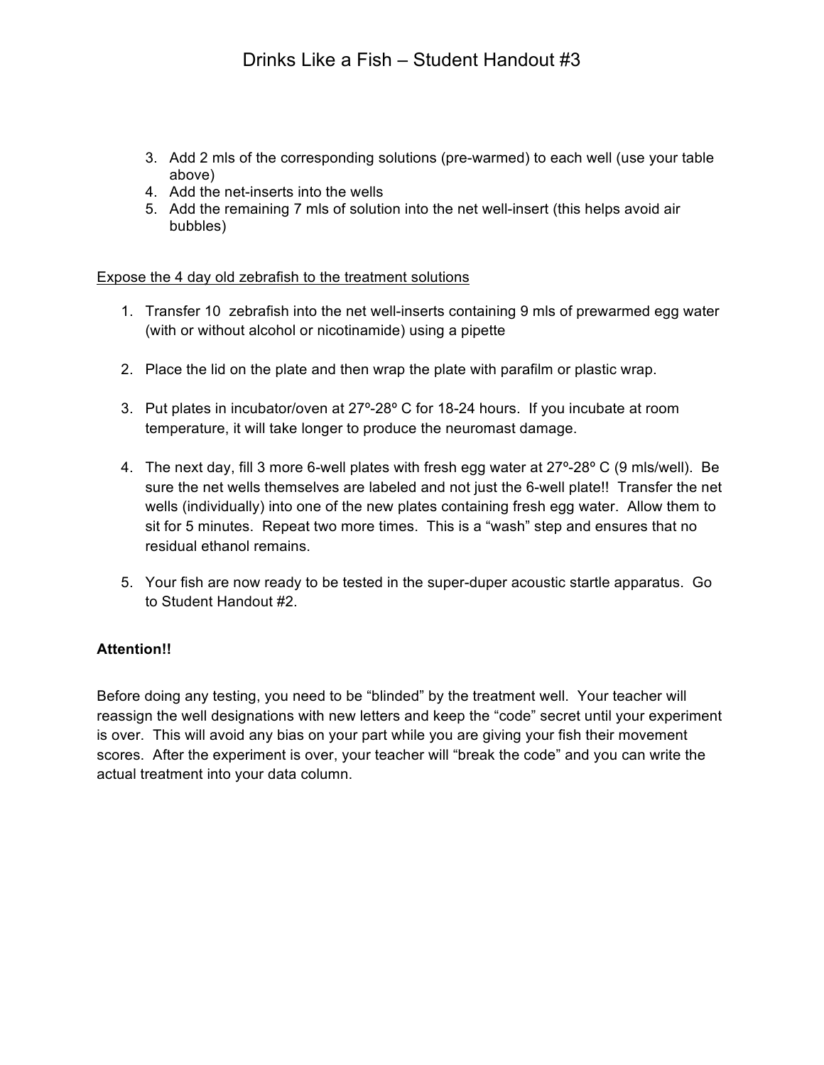3. Add 2 mls of the corresponding solutions (pre-warmed) to each well (use your table above)
4. Add the net-inserts into the wells
5. Add the remaining 7 mls of solution into the net well-insert (this helps avoid air bubbles)

<u>Expose the 4 day old zebrafish to the treatment solutions</u>

1. Transfer 10 zebrafish into the net well-inserts containing 9 mls of prewarmed egg water (with or without alcohol or nicotinamide) using a pipette

2. Place the lid on the plate and then wrap the plate with parafilm or plastic wrap.

3. Put plates in incubator/oven at 27º-28º C for 18-24 hours. If you incubate at room temperature, it will take longer to produce the neuromast damage.

4. The next day, fill 3 more 6-well plates with fresh egg water at 27º-28º C (9 mls/well). Be sure the net wells themselves are labeled and not just the 6-well plate!! Transfer the net wells (individually) into one of the new plates containing fresh egg water. Allow them to sit for 5 minutes. Repeat two more times. This is a "wash" step and ensures that no residual ethanol remains.

5. Your fish are now ready to be tested in the super-duper acoustic startle apparatus. Go to Student Handout #2.

**Attention!!**

Before doing any testing, you need to be "blinded" by the treatment well. Your teacher will reassign the well designations with new letters and keep the "code" secret until your experiment is over. This will avoid any bias on your part while you are giving your fish their movement scores. After the experiment is over, your teacher will "break the code" and you can write the actual treatment into your data column.